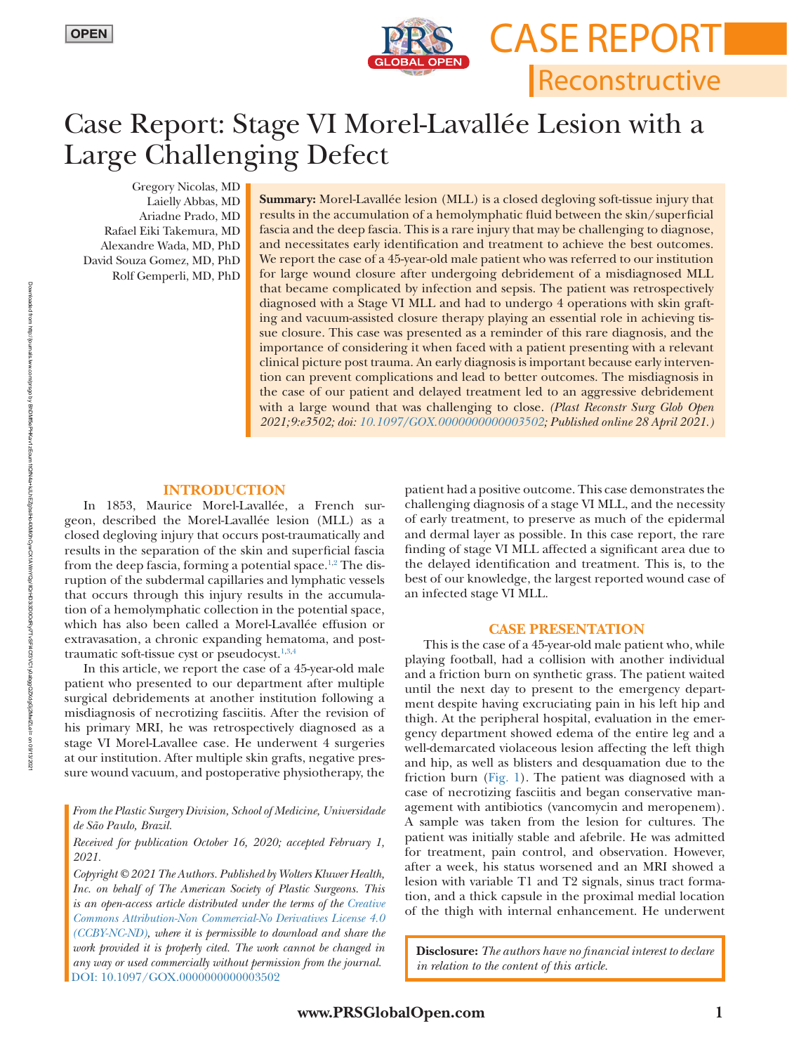OPEN

# Case Report: Stage VI Morel-Lavallée Lesion with a Large Challenging Defect

Gregory Nicolas, MD
Laielly Abbas, MD
Ariadne Prado, MD
Rafael Eiki Takemura, MD
Alexandre Wada, MD, PhD
David Souza Gomez, MD, PhD
Rolf Gemperli, MD, PhD

**Summary:** Morel-Lavallée lesion (MLL) is a closed degloving soft-tissue injury that results in the accumulation of a hemolymphatic fluid between the skin/superficial fascia and the deep fascia. This is a rare injury that may be challenging to diagnose, and necessitates early identification and treatment to achieve the best outcomes. We report the case of a 45-year-old male patient who was referred to our institution for large wound closure after undergoing debridement of a misdiagnosed MLL that became complicated by infection and sepsis. The patient was retrospectively diagnosed with a Stage VI MLL and had to undergo 4 operations with skin grafting and vacuum-assisted closure therapy playing an essential role in achieving tissue closure. This case was presented as a reminder of this rare diagnosis, and the importance of considering it when faced with a patient presenting with a relevant clinical picture post trauma. An early diagnosis is important because early intervention can prevent complications and lead to better outcomes. The misdiagnosis in the case of our patient and delayed treatment led to an aggressive debridement with a large wound that was challenging to close. *(Plast Reconstr Surg Glob Open 2021;9:e3502; doi: 10.1097/GOX.0000000000003502; Published online 28 April 2021.)*

## INTRODUCTION

In 1853, Maurice Morel-Lavallée, a French surgeon, described the Morel-Lavallée lesion (MLL) as a closed degloving injury that occurs post-traumatically and results in the separation of the skin and superficial fascia from the deep fascia, forming a potential space.[1,2] The disruption of the subdermal capillaries and lymphatic vessels that occurs through this injury results in the accumulation of a hemolymphatic collection in the potential space, which has also been called a Morel-Lavallée effusion or extravasation, a chronic expanding hematoma, and post-traumatic soft-tissue cyst or pseudocyst.[1,3,4]

In this article, we report the case of a 45-year-old male patient who presented to our department after multiple surgical debridements at another institution following a misdiagnosis of necrotizing fasciitis. After the revision of his primary MRI, he was retrospectively diagnosed as a stage VI Morel-Lavallee case. He underwent 4 surgeries at our institution. After multiple skin grafts, negative pressure wound vacuum, and postoperative physiotherapy, the patient had a positive outcome. This case demonstrates the challenging diagnosis of a stage VI MLL, and the necessity of early treatment, to preserve as much of the epidermal and dermal layer as possible. In this case report, the rare finding of stage VI MLL affected a significant area due to the delayed identification and treatment. This is, to the best of our knowledge, the largest reported wound case of an infected stage VI MLL.

## CASE PRESENTATION

This is the case of a 45-year-old male patient who, while playing football, had a collision with another individual and a friction burn on synthetic grass. The patient waited until the next day to present to the emergency department despite having excruciating pain in his left hip and thigh. At the peripheral hospital, evaluation in the emergency department showed edema of the entire leg and a well-demarcated violaceous lesion affecting the left thigh and hip, as well as blisters and desquamation due to the friction burn (Fig. 1). The patient was diagnosed with a case of necrotizing fasciitis and began conservative management with antibiotics (vancomycin and meropenem). A sample was taken from the lesion for cultures. The patient was initially stable and afebrile. He was admitted for treatment, pain control, and observation. However, after a week, his status worsened and an MRI showed a lesion with variable T1 and T2 signals, sinus tract formation, and a thick capsule in the proximal medial location of the thigh with internal enhancement. He underwent

*From the Plastic Surgery Division, School of Medicine, Universidade de São Paulo, Brazil.*

*Received for publication October 16, 2020; accepted February 1, 2021.*

*Copyright © 2021 The Authors. Published by Wolters Kluwer Health, Inc. on behalf of The American Society of Plastic Surgeons. This is an open-access article distributed under the terms of the Creative Commons Attribution-Non Commercial-No Derivatives License 4.0 (CCBY-NC-ND), where it is permissible to download and share the work provided it is properly cited. The work cannot be changed in any way or used commercially without permission from the journal.*
DOI: 10.1097/GOX.0000000000003502

**Disclosure:** *The authors have no financial interest to declare in relation to the content of this article.*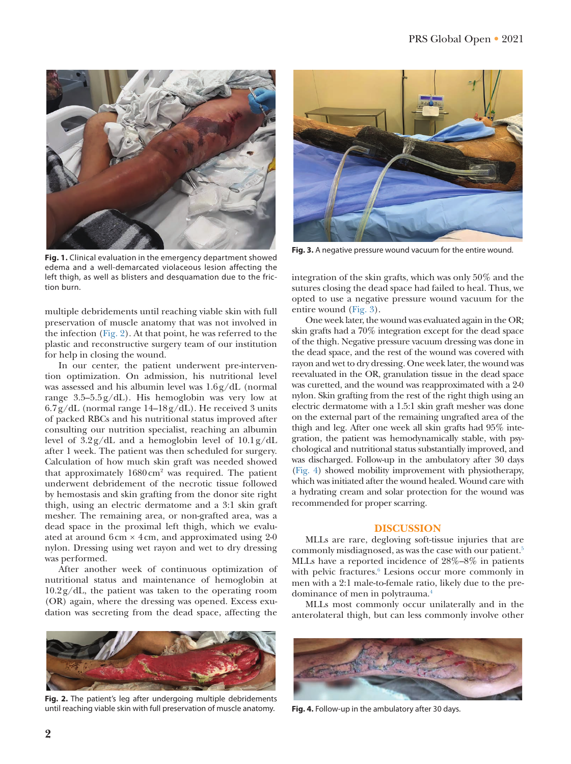Fig. 1. Clinical evaluation in the emergency department showed edema and a well-demarcated violaceous lesion affecting the left thigh, as well as blisters and desquamation due to the friction burn.

multiple debridements until reaching viable skin with full preservation of muscle anatomy that was not involved in the infection (Fig. 2). At that point, he was referred to the plastic and reconstructive surgery team of our institution for help in closing the wound.

In our center, the patient underwent pre-intervention optimization. On admission, his nutritional level was assessed and his albumin level was 1.6 g/dL (normal range 3.5–5.5 g/dL). His hemoglobin was very low at 6.7 g/dL (normal range 14–18 g/dL). He received 3 units of packed RBCs and his nutritional status improved after consulting our nutrition specialist, reaching an albumin level of 3.2 g/dL and a hemoglobin level of 10.1 g/dL after 1 week. The patient was then scheduled for surgery. Calculation of how much skin graft was needed showed that approximately 1680 $cm^2$ was required. The patient underwent debridement of the necrotic tissue followed by hemostasis and skin grafting from the donor site right thigh, using an electric dermatome and a 3:1 skin graft mesher. The remaining area, or non-grafted area, was a dead space in the proximal left thigh, which we evaluated at around 6 cm × 4 cm, and approximated using 2-0 nylon. Dressing using wet rayon and wet to dry dressing was performed.

After another week of continuous optimization of nutritional status and maintenance of hemoglobin at 10.2 g/dL, the patient was taken to the operating room (OR) again, where the dressing was opened. Excess exudation was secreting from the dead space, affecting the integration of the skin grafts, which was only 50% and the sutures closing the dead space had failed to heal. Thus, we opted to use a negative pressure wound vacuum for the entire wound (Fig. 3).

Fig. 2. The patient's leg after undergoing multiple debridements until reaching viable skin with full preservation of muscle anatomy.

Fig. 3. A negative pressure wound vacuum for the entire wound.

One week later, the wound was evaluated again in the OR; skin grafts had a 70% integration except for the dead space of the thigh. Negative pressure vacuum dressing was done in the dead space, and the rest of the wound was covered with rayon and wet to dry dressing. One week later, the wound was reevaluated in the OR, granulation tissue in the dead space was curetted, and the wound was reapproximated with a 2-0 nylon. Skin grafting from the rest of the right thigh using an electric dermatome with a 1.5:1 skin graft mesher was done on the external part of the remaining ungrafted area of the thigh and leg. After one week all skin grafts had 95% integration, the patient was hemodynamically stable, with psychological and nutritional status substantially improved, and was discharged. Follow-up in the ambulatory after 30 days (Fig. 4) showed mobility improvement with physiotherapy, which was initiated after the wound healed. Wound care with a hydrating cream and solar protection for the wound was recommended for proper scarring.

## DISCUSSION

MLLs are rare, degloving soft-tissue injuries that are commonly misdiagnosed, as was the case with our patient.[5] MLLs have a reported incidence of 28%–8% in patients with pelvic fractures.[6] Lesions occur more commonly in men with a 2:1 male-to-female ratio, likely due to the predominance of men in polytrauma.[4]

MLLs most commonly occur unilaterally and in the anterolateral thigh, but can less commonly involve other

Fig. 4. Follow-up in the ambulatory after 30 days.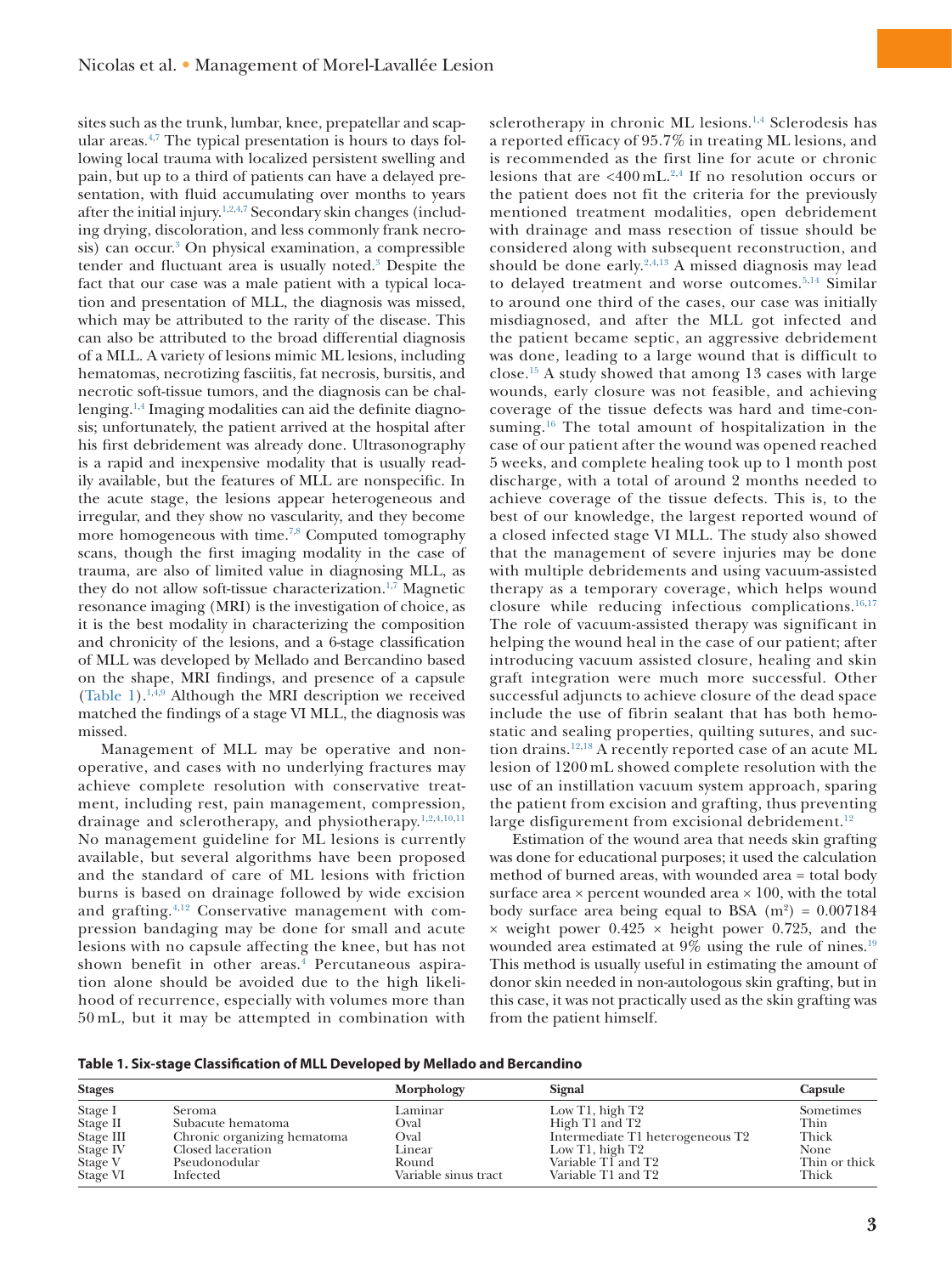sites such as the trunk, lumbar, knee, prepatellar and scapular areas.[4,7] The typical presentation is hours to days following local trauma with localized persistent swelling and pain, but up to a third of patients can have a delayed presentation, with fluid accumulating over months to years after the initial injury.[1,2,4,7] Secondary skin changes (including drying, discoloration, and less commonly frank necrosis) can occur.[3] On physical examination, a compressible tender and fluctuant area is usually noted.[3] Despite the fact that our case was a male patient with a typical location and presentation of MLL, the diagnosis was missed, which may be attributed to the rarity of the disease. This can also be attributed to the broad differential diagnosis of a MLL. A variety of lesions mimic ML lesions, including hematomas, necrotizing fasciitis, fat necrosis, bursitis, and necrotic soft-tissue tumors, and the diagnosis can be challenging.[1,4] Imaging modalities can aid the definite diagnosis; unfortunately, the patient arrived at the hospital after his first debridement was already done. Ultrasonography is a rapid and inexpensive modality that is usually readily available, but the features of MLL are nonspecific. In the acute stage, the lesions appear heterogeneous and irregular, and they show no vascularity, and they become more homogeneous with time.[7,8] Computed tomography scans, though the first imaging modality in the case of trauma, are also of limited value in diagnosing MLL, as they do not allow soft-tissue characterization.[1,7] Magnetic resonance imaging (MRI) is the investigation of choice, as it is the best modality in characterizing the composition and chronicity of the lesions, and a 6-stage classification of MLL was developed by Mellado and Bercandino based on the shape, MRI findings, and presence of a capsule (Table 1).[1,4,9] Although the MRI description we received matched the findings of a stage VI MLL, the diagnosis was missed.

Management of MLL may be operative and nonoperative, and cases with no underlying fractures may achieve complete resolution with conservative treatment, including rest, pain management, compression, drainage and sclerotherapy, and physiotherapy.[1,2,4,10,11] No management guideline for ML lesions is currently available, but several algorithms have been proposed and the standard of care of ML lesions with friction burns is based on drainage followed by wide excision and grafting.[4,12] Conservative management with compression bandaging may be done for small and acute lesions with no capsule affecting the knee, but has not shown benefit in other areas.[4] Percutaneous aspiration alone should be avoided due to the high likelihood of recurrence, especially with volumes more than 50 mL, but it may be attempted in combination with sclerotherapy in chronic ML lesions.[1,4] Sclerodesis has a reported efficacy of 95.7% in treating ML lesions, and is recommended as the first line for acute or chronic lesions that are <400 mL.[2,4] If no resolution occurs or the patient does not fit the criteria for the previously mentioned treatment modalities, open debridement with drainage and mass resection of tissue should be considered along with subsequent reconstruction, and should be done early.[2,4,13] A missed diagnosis may lead to delayed treatment and worse outcomes.[5,14] Similar to around one third of the cases, our case was initially misdiagnosed, and after the MLL got infected and the patient became septic, an aggressive debridement was done, leading to a large wound that is difficult to close.[15] A study showed that among 13 cases with large wounds, early closure was not feasible, and achieving coverage of the tissue defects was hard and time-consuming.[16] The total amount of hospitalization in the case of our patient after the wound was opened reached 5 weeks, and complete healing took up to 1 month post discharge, with a total of around 2 months needed to achieve coverage of the tissue defects. This is, to the best of our knowledge, the largest reported wound of a closed infected stage VI MLL. The study also showed that the management of severe injuries may be done with multiple debridements and using vacuum-assisted therapy as a temporary coverage, which helps wound closure while reducing infectious complications.[16,17] The role of vacuum-assisted therapy was significant in helping the wound heal in the case of our patient; after introducing vacuum assisted closure, healing and skin graft integration were much more successful. Other successful adjuncts to achieve closure of the dead space include the use of fibrin sealant that has both hemostatic and sealing properties, quilting sutures, and suction drains.[12,18] A recently reported case of an acute ML lesion of 1200 mL showed complete resolution with the use of an instillation vacuum system approach, sparing the patient from excision and grafting, thus preventing large disfigurement from excisional debridement.[12]

Estimation of the wound area that needs skin grafting was done for educational purposes; it used the calculation method of burned areas, with wounded area = total body surface area × percent wounded area × 100, with the total body surface area being equal to BSA ($m^2$) = 0.007184 × weight power 0.425 × height power 0.725, and the wounded area estimated at 9% using the rule of nines.[19] This method is usually useful in estimating the amount of donor skin needed in non-autologous skin grafting, but in this case, it was not practically used as the skin grafting was from the patient himself.

**Table 1. Six-stage Classification of MLL Developed by Mellado and Bercandino**

| Stages | | Morphology | Signal | Capsule |
|---|---|---|---|---|
| Stage I | Seroma | Laminar | Low T1, high T2 | Sometimes |
| Stage II | Subacute hematoma | Oval | High T1 and T2 | Thin |
| Stage III | Chronic organizing hematoma | Oval | Intermediate T1 heterogeneous T2 | Thick |
| Stage IV | Closed laceration | Linear | Low T1, high T2 | None |
| Stage V | Pseudonodular | Round | Variable T1 and T2 | Thin or thick |
| Stage VI | Infected | Variable sinus tract | Variable T1 and T2 | Thick |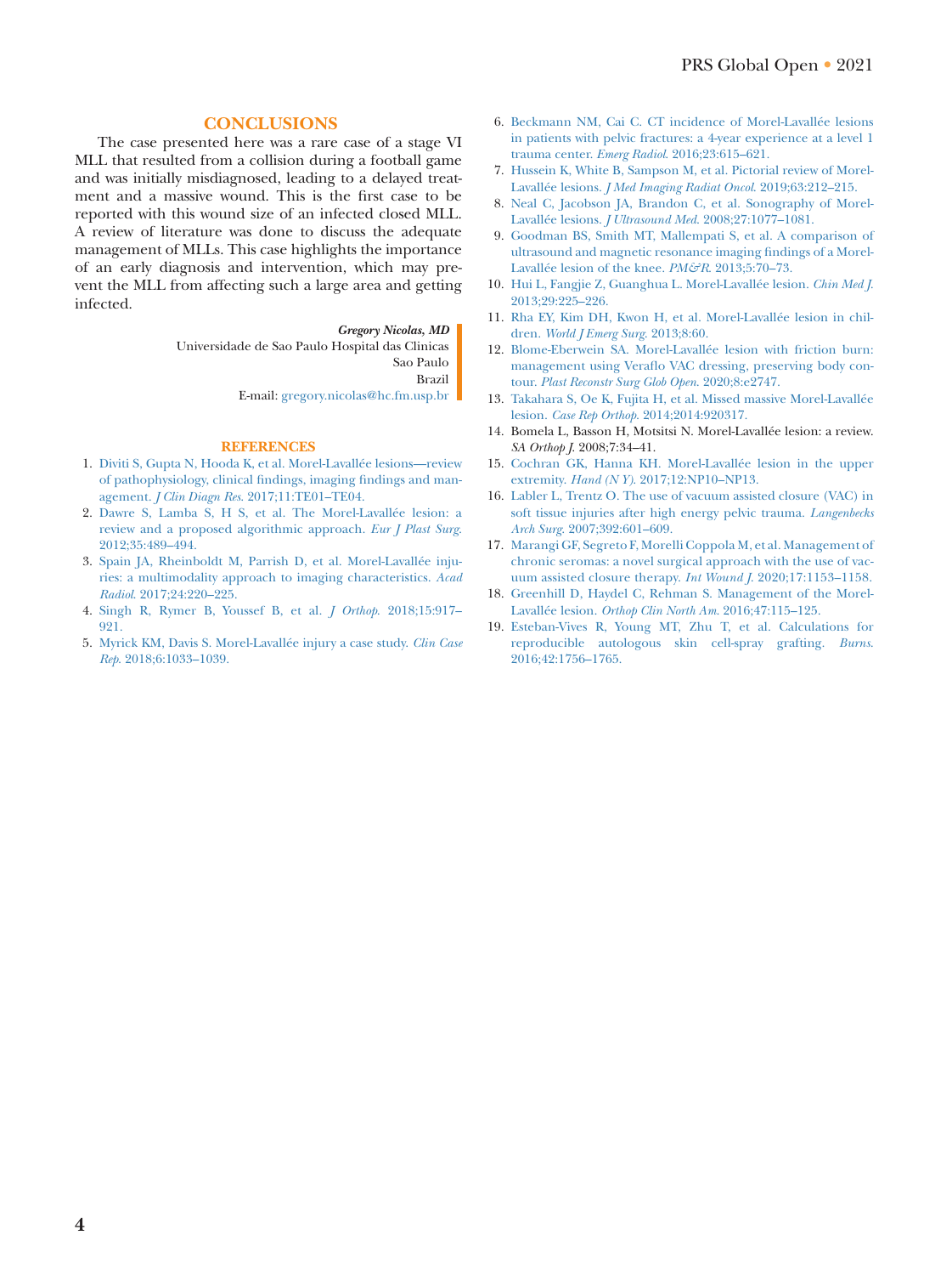## CONCLUSIONS

The case presented here was a rare case of a stage VI MLL that resulted from a collision during a football game and was initially misdiagnosed, leading to a delayed treatment and a massive wound. This is the first case to be reported with this wound size of an infected closed MLL. A review of literature was done to discuss the adequate management of MLLs. This case highlights the importance of an early diagnosis and intervention, which may prevent the MLL from affecting such a large area and getting infected.

***Gregory Nicolas, MD***
Universidade de Sao Paulo Hospital das Clinicas
Sao Paulo
Brazil
E-mail: gregory.nicolas@hc.fm.usp.br

## REFERENCES

1. Diviti S, Gupta N, Hooda K, et al. Morel-Lavallée lesions—review of pathophysiology, clinical findings, imaging findings and management. *J Clin Diagn Res*. 2017;11:TE01–TE04.
2. Dawre S, Lamba S, H S, et al. The Morel-Lavallée lesion: a review and a proposed algorithmic approach. *Eur J Plast Surg*. 2012;35:489–494.
3. Spain JA, Rheinboldt M, Parrish D, et al. Morel-Lavallée injuries: a multimodality approach to imaging characteristics. *Acad Radiol*. 2017;24:220–225.
4. Singh R, Rymer B, Youssef B, et al. *J Orthop*. 2018;15:917–921.
5. Myrick KM, Davis S. Morel-Lavallée injury a case study. *Clin Case Rep*. 2018;6:1033–1039.
6. Beckmann NM, Cai C. CT incidence of Morel-Lavallée lesions in patients with pelvic fractures: a 4-year experience at a level 1 trauma center. *Emerg Radiol*. 2016;23:615–621.
7. Hussein K, White B, Sampson M, et al. Pictorial review of Morel-Lavallée lesions. *J Med Imaging Radiat Oncol*. 2019;63:212–215.
8. Neal C, Jacobson JA, Brandon C, et al. Sonography of Morel-Lavallée lesions. *J Ultrasound Med*. 2008;27:1077–1081.
9. Goodman BS, Smith MT, Mallempati S, et al. A comparison of ultrasound and magnetic resonance imaging findings of a Morel-Lavallée lesion of the knee. *PM&R*. 2013;5:70–73.
10. Hui L, Fangjie Z, Guanghua L. Morel-Lavallée lesion. *Chin Med J*. 2013;29:225–226.
11. Rha EY, Kim DH, Kwon H, et al. Morel-Lavallée lesion in children. *World J Emerg Surg*. 2013;8:60.
12. Blome-Eberwein SA. Morel-Lavallée lesion with friction burn: management using Veraflo VAC dressing, preserving body contour. *Plast Reconstr Surg Glob Open*. 2020;8:e2747.
13. Takahara S, Oe K, Fujita H, et al. Missed massive Morel-Lavallée lesion. *Case Rep Orthop*. 2014;2014:920317.
14. Bomela L, Basson H, Motsitsi N. Morel-Lavallée lesion: a review. *SA Orthop J*. 2008;7:34–41.
15. Cochran GK, Hanna KH. Morel-Lavallée lesion in the upper extremity. *Hand (N Y)*. 2017;12:NP10–NP13.
16. Labler L, Trentz O. The use of vacuum assisted closure (VAC) in soft tissue injuries after high energy pelvic trauma. *Langenbecks Arch Surg*. 2007;392:601–609.
17. Marangi GF, Segreto F, Morelli Coppola M, et al. Management of chronic seromas: a novel surgical approach with the use of vacuum assisted closure therapy. *Int Wound J*. 2020;17:1153–1158.
18. Greenhill D, Haydel C, Rehman S. Management of the Morel-Lavallée lesion. *Orthop Clin North Am*. 2016;47:115–125.
19. Esteban-Vives R, Young MT, Zhu T, et al. Calculations for reproducible autologous skin cell-spray grafting. *Burns*. 2016;42:1756–1765.